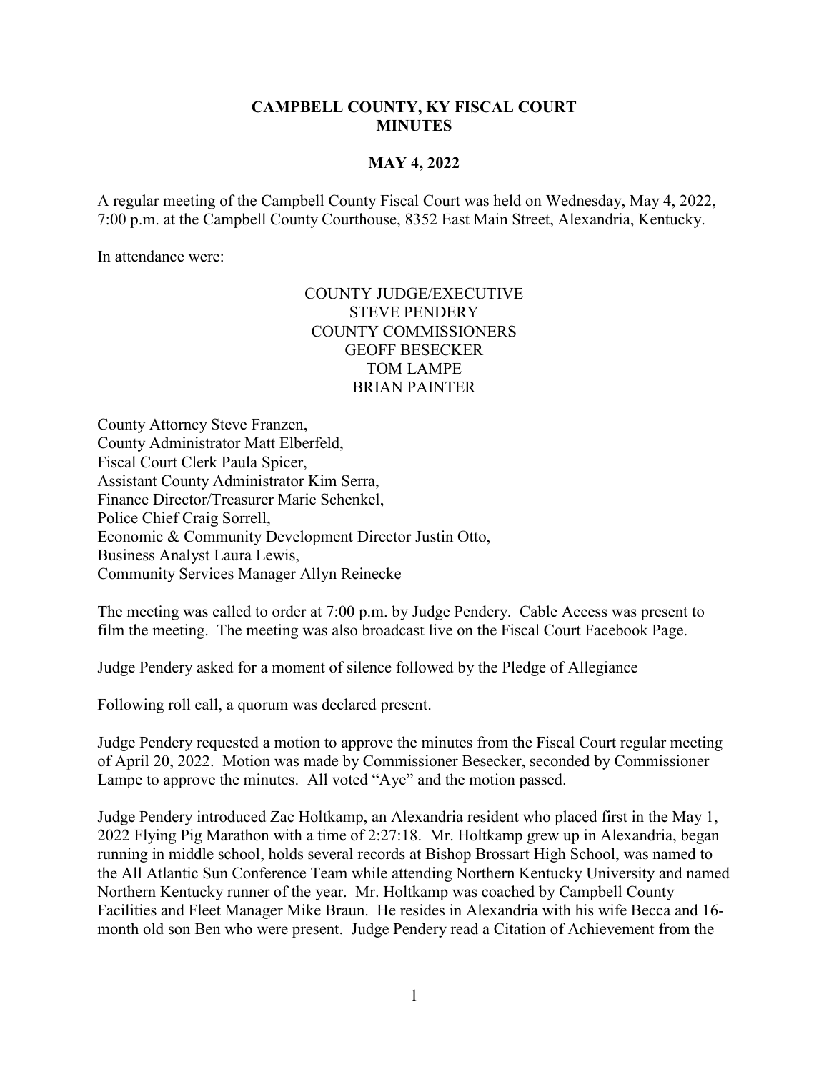# CAMPBELL COUNTY, KY FISCAL COURT
# MINUTES

## MAY 4, 2022

A regular meeting of the Campbell County Fiscal Court was held on Wednesday, May 4, 2022, 7:00 p.m. at the Campbell County Courthouse, 8352 East Main Street, Alexandria, Kentucky.

In attendance were:

COUNTY JUDGE/EXECUTIVE
STEVE PENDERY
COUNTY COMMISSIONERS
GEOFF BESECKER
TOM LAMPE
BRIAN PAINTER

County Attorney Steve Franzen,
County Administrator Matt Elberfeld,
Fiscal Court Clerk Paula Spicer,
Assistant County Administrator Kim Serra,
Finance Director/Treasurer Marie Schenkel,
Police Chief Craig Sorrell,
Economic & Community Development Director Justin Otto,
Business Analyst Laura Lewis,
Community Services Manager Allyn Reinecke

The meeting was called to order at 7:00 p.m. by Judge Pendery. Cable Access was present to film the meeting. The meeting was also broadcast live on the Fiscal Court Facebook Page.

Judge Pendery asked for a moment of silence followed by the Pledge of Allegiance

Following roll call, a quorum was declared present.

Judge Pendery requested a motion to approve the minutes from the Fiscal Court regular meeting of April 20, 2022. Motion was made by Commissioner Besecker, seconded by Commissioner Lampe to approve the minutes. All voted "Aye" and the motion passed.

Judge Pendery introduced Zac Holtkamp, an Alexandria resident who placed first in the May 1, 2022 Flying Pig Marathon with a time of 2:27:18. Mr. Holtkamp grew up in Alexandria, began running in middle school, holds several records at Bishop Brossart High School, was named to the All Atlantic Sun Conference Team while attending Northern Kentucky University and named Northern Kentucky runner of the year. Mr. Holtkamp was coached by Campbell County Facilities and Fleet Manager Mike Braun. He resides in Alexandria with his wife Becca and 16-month old son Ben who were present. Judge Pendery read a Citation of Achievement from the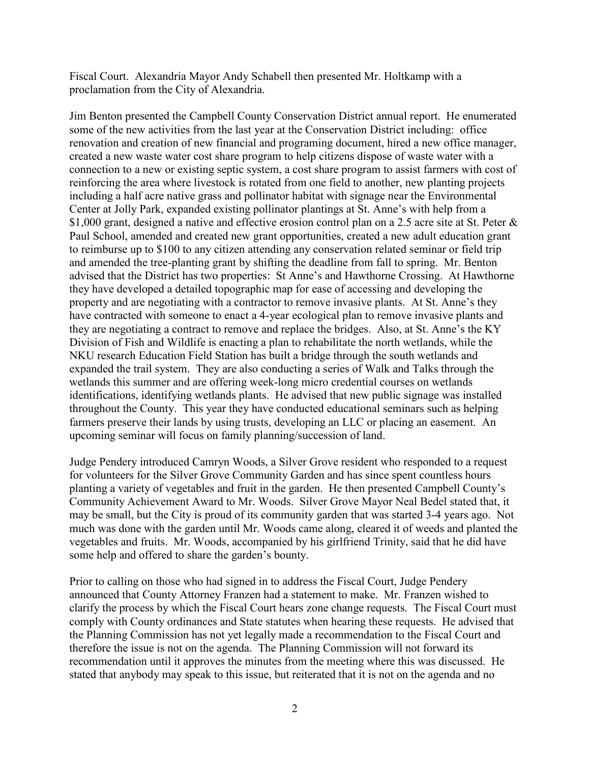Fiscal Court. Alexandria Mayor Andy Schabell then presented Mr. Holtkamp with a proclamation from the City of Alexandria.

Jim Benton presented the Campbell County Conservation District annual report. He enumerated some of the new activities from the last year at the Conservation District including: office renovation and creation of new financial and programing document, hired a new office manager, created a new waste water cost share program to help citizens dispose of waste water with a connection to a new or existing septic system, a cost share program to assist farmers with cost of reinforcing the area where livestock is rotated from one field to another, new planting projects including a half acre native grass and pollinator habitat with signage near the Environmental Center at Jolly Park, expanded existing pollinator plantings at St. Anne's with help from a $1,000 grant, designed a native and effective erosion control plan on a 2.5 acre site at St. Peter & Paul School, amended and created new grant opportunities, created a new adult education grant to reimburse up to $100 to any citizen attending any conservation related seminar or field trip and amended the tree-planting grant by shifting the deadline from fall to spring. Mr. Benton advised that the District has two properties: St Anne's and Hawthorne Crossing. At Hawthorne they have developed a detailed topographic map for ease of accessing and developing the property and are negotiating with a contractor to remove invasive plants. At St. Anne's they have contracted with someone to enact a 4-year ecological plan to remove invasive plants and they are negotiating a contract to remove and replace the bridges. Also, at St. Anne's the KY Division of Fish and Wildlife is enacting a plan to rehabilitate the north wetlands, while the NKU research Education Field Station has built a bridge through the south wetlands and expanded the trail system. They are also conducting a series of Walk and Talks through the wetlands this summer and are offering week-long micro credential courses on wetlands identifications, identifying wetlands plants. He advised that new public signage was installed throughout the County. This year they have conducted educational seminars such as helping farmers preserve their lands by using trusts, developing an LLC or placing an easement. An upcoming seminar will focus on family planning/succession of land.

Judge Pendery introduced Camryn Woods, a Silver Grove resident who responded to a request for volunteers for the Silver Grove Community Garden and has since spent countless hours planting a variety of vegetables and fruit in the garden. He then presented Campbell County's Community Achievement Award to Mr. Woods. Silver Grove Mayor Neal Bedel stated that, it may be small, but the City is proud of its community garden that was started 3-4 years ago. Not much was done with the garden until Mr. Woods came along, cleared it of weeds and planted the vegetables and fruits. Mr. Woods, accompanied by his girlfriend Trinity, said that he did have some help and offered to share the garden's bounty.

Prior to calling on those who had signed in to address the Fiscal Court, Judge Pendery announced that County Attorney Franzen had a statement to make. Mr. Franzen wished to clarify the process by which the Fiscal Court hears zone change requests. The Fiscal Court must comply with County ordinances and State statutes when hearing these requests. He advised that the Planning Commission has not yet legally made a recommendation to the Fiscal Court and therefore the issue is not on the agenda. The Planning Commission will not forward its recommendation until it approves the minutes from the meeting where this was discussed. He stated that anybody may speak to this issue, but reiterated that it is not on the agenda and no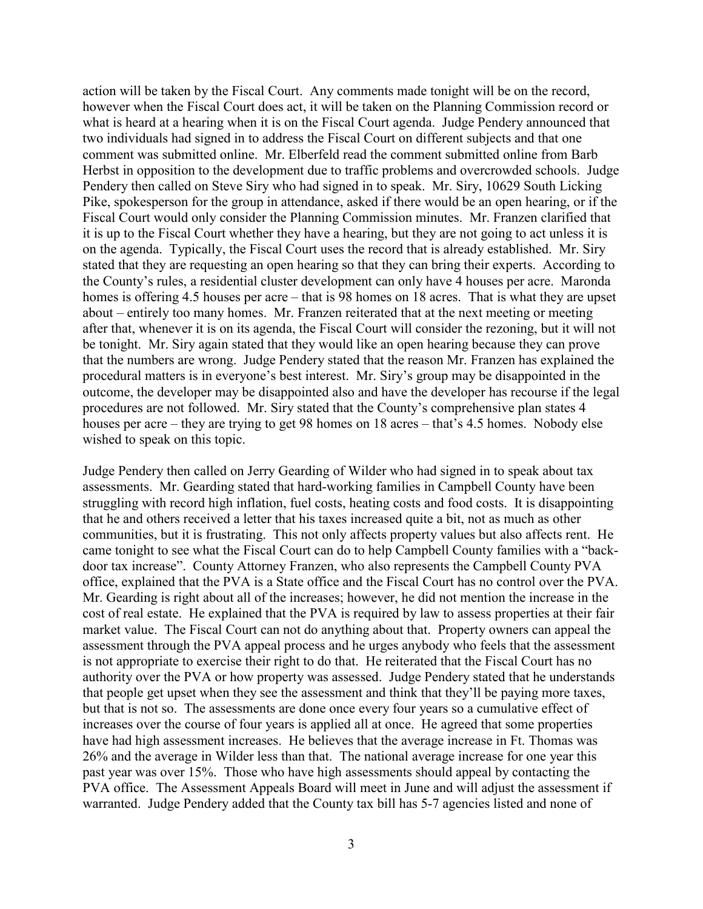action will be taken by the Fiscal Court. Any comments made tonight will be on the record, however when the Fiscal Court does act, it will be taken on the Planning Commission record or what is heard at a hearing when it is on the Fiscal Court agenda. Judge Pendery announced that two individuals had signed in to address the Fiscal Court on different subjects and that one comment was submitted online. Mr. Elberfeld read the comment submitted online from Barb Herbst in opposition to the development due to traffic problems and overcrowded schools. Judge Pendery then called on Steve Siry who had signed in to speak. Mr. Siry, 10629 South Licking Pike, spokesperson for the group in attendance, asked if there would be an open hearing, or if the Fiscal Court would only consider the Planning Commission minutes. Mr. Franzen clarified that it is up to the Fiscal Court whether they have a hearing, but they are not going to act unless it is on the agenda. Typically, the Fiscal Court uses the record that is already established. Mr. Siry stated that they are requesting an open hearing so that they can bring their experts. According to the County's rules, a residential cluster development can only have 4 houses per acre. Maronda homes is offering 4.5 houses per acre – that is 98 homes on 18 acres. That is what they are upset about – entirely too many homes. Mr. Franzen reiterated that at the next meeting or meeting after that, whenever it is on its agenda, the Fiscal Court will consider the rezoning, but it will not be tonight. Mr. Siry again stated that they would like an open hearing because they can prove that the numbers are wrong. Judge Pendery stated that the reason Mr. Franzen has explained the procedural matters is in everyone's best interest. Mr. Siry's group may be disappointed in the outcome, the developer may be disappointed also and have the developer has recourse if the legal procedures are not followed. Mr. Siry stated that the County's comprehensive plan states 4 houses per acre – they are trying to get 98 homes on 18 acres – that's 4.5 homes. Nobody else wished to speak on this topic.

Judge Pendery then called on Jerry Gearding of Wilder who had signed in to speak about tax assessments. Mr. Gearding stated that hard-working families in Campbell County have been struggling with record high inflation, fuel costs, heating costs and food costs. It is disappointing that he and others received a letter that his taxes increased quite a bit, not as much as other communities, but it is frustrating. This not only affects property values but also affects rent. He came tonight to see what the Fiscal Court can do to help Campbell County families with a "back-door tax increase". County Attorney Franzen, who also represents the Campbell County PVA office, explained that the PVA is a State office and the Fiscal Court has no control over the PVA. Mr. Gearding is right about all of the increases; however, he did not mention the increase in the cost of real estate. He explained that the PVA is required by law to assess properties at their fair market value. The Fiscal Court can not do anything about that. Property owners can appeal the assessment through the PVA appeal process and he urges anybody who feels that the assessment is not appropriate to exercise their right to do that. He reiterated that the Fiscal Court has no authority over the PVA or how property was assessed. Judge Pendery stated that he understands that people get upset when they see the assessment and think that they'll be paying more taxes, but that is not so. The assessments are done once every four years so a cumulative effect of increases over the course of four years is applied all at once. He agreed that some properties have had high assessment increases. He believes that the average increase in Ft. Thomas was 26% and the average in Wilder less than that. The national average increase for one year this past year was over 15%. Those who have high assessments should appeal by contacting the PVA office. The Assessment Appeals Board will meet in June and will adjust the assessment if warranted. Judge Pendery added that the County tax bill has 5-7 agencies listed and none of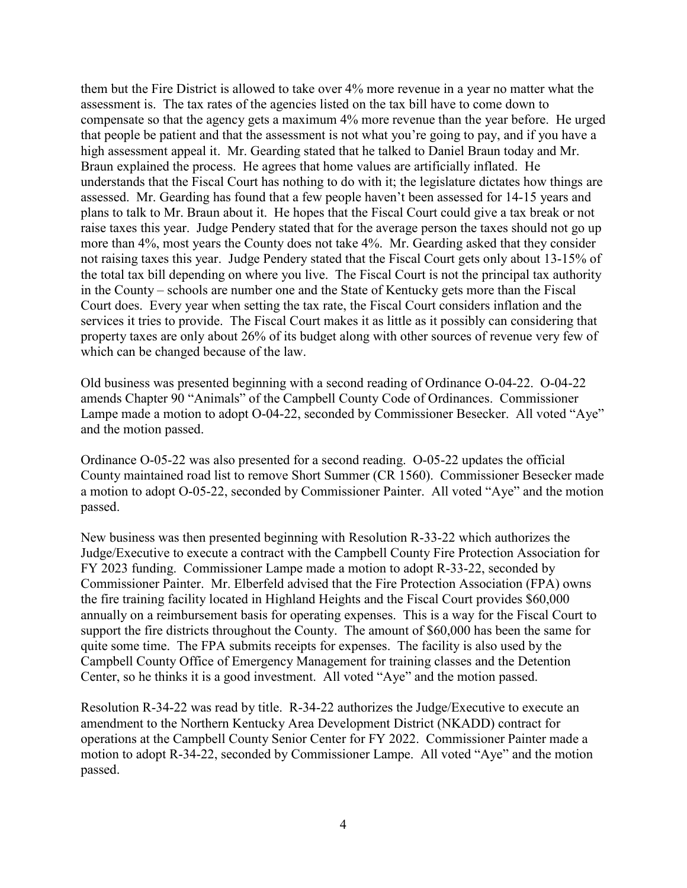them but the Fire District is allowed to take over 4% more revenue in a year no matter what the assessment is. The tax rates of the agencies listed on the tax bill have to come down to compensate so that the agency gets a maximum 4% more revenue than the year before. He urged that people be patient and that the assessment is not what you're going to pay, and if you have a high assessment appeal it. Mr. Gearding stated that he talked to Daniel Braun today and Mr. Braun explained the process. He agrees that home values are artificially inflated. He understands that the Fiscal Court has nothing to do with it; the legislature dictates how things are assessed. Mr. Gearding has found that a few people haven't been assessed for 14-15 years and plans to talk to Mr. Braun about it. He hopes that the Fiscal Court could give a tax break or not raise taxes this year. Judge Pendery stated that for the average person the taxes should not go up more than 4%, most years the County does not take 4%. Mr. Gearding asked that they consider not raising taxes this year. Judge Pendery stated that the Fiscal Court gets only about 13-15% of the total tax bill depending on where you live. The Fiscal Court is not the principal tax authority in the County – schools are number one and the State of Kentucky gets more than the Fiscal Court does. Every year when setting the tax rate, the Fiscal Court considers inflation and the services it tries to provide. The Fiscal Court makes it as little as it possibly can considering that property taxes are only about 26% of its budget along with other sources of revenue very few of which can be changed because of the law.

Old business was presented beginning with a second reading of Ordinance O-04-22. O-04-22 amends Chapter 90 "Animals" of the Campbell County Code of Ordinances. Commissioner Lampe made a motion to adopt O-04-22, seconded by Commissioner Besecker. All voted "Aye" and the motion passed.

Ordinance O-05-22 was also presented for a second reading. O-05-22 updates the official County maintained road list to remove Short Summer (CR 1560). Commissioner Besecker made a motion to adopt O-05-22, seconded by Commissioner Painter. All voted "Aye" and the motion passed.

New business was then presented beginning with Resolution R-33-22 which authorizes the Judge/Executive to execute a contract with the Campbell County Fire Protection Association for FY 2023 funding. Commissioner Lampe made a motion to adopt R-33-22, seconded by Commissioner Painter. Mr. Elberfeld advised that the Fire Protection Association (FPA) owns the fire training facility located in Highland Heights and the Fiscal Court provides $60,000 annually on a reimbursement basis for operating expenses. This is a way for the Fiscal Court to support the fire districts throughout the County. The amount of $60,000 has been the same for quite some time. The FPA submits receipts for expenses. The facility is also used by the Campbell County Office of Emergency Management for training classes and the Detention Center, so he thinks it is a good investment. All voted "Aye" and the motion passed.

Resolution R-34-22 was read by title. R-34-22 authorizes the Judge/Executive to execute an amendment to the Northern Kentucky Area Development District (NKADD) contract for operations at the Campbell County Senior Center for FY 2022. Commissioner Painter made a motion to adopt R-34-22, seconded by Commissioner Lampe. All voted "Aye" and the motion passed.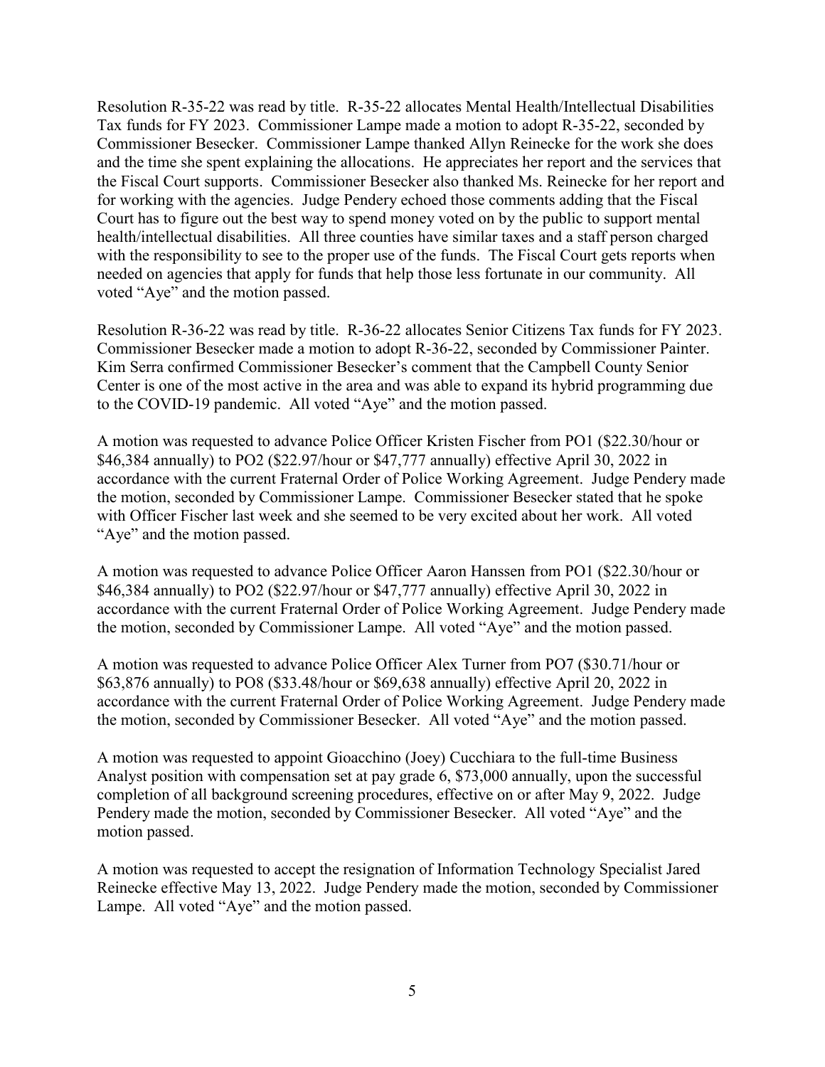Resolution R-35-22 was read by title. R-35-22 allocates Mental Health/Intellectual Disabilities Tax funds for FY 2023. Commissioner Lampe made a motion to adopt R-35-22, seconded by Commissioner Besecker. Commissioner Lampe thanked Allyn Reinecke for the work she does and the time she spent explaining the allocations. He appreciates her report and the services that the Fiscal Court supports. Commissioner Besecker also thanked Ms. Reinecke for her report and for working with the agencies. Judge Pendery echoed those comments adding that the Fiscal Court has to figure out the best way to spend money voted on by the public to support mental health/intellectual disabilities. All three counties have similar taxes and a staff person charged with the responsibility to see to the proper use of the funds. The Fiscal Court gets reports when needed on agencies that apply for funds that help those less fortunate in our community. All voted "Aye" and the motion passed.

Resolution R-36-22 was read by title. R-36-22 allocates Senior Citizens Tax funds for FY 2023. Commissioner Besecker made a motion to adopt R-36-22, seconded by Commissioner Painter. Kim Serra confirmed Commissioner Besecker's comment that the Campbell County Senior Center is one of the most active in the area and was able to expand its hybrid programming due to the COVID-19 pandemic. All voted "Aye" and the motion passed.

A motion was requested to advance Police Officer Kristen Fischer from PO1 ($22.30/hour or $46,384 annually) to PO2 ($22.97/hour or $47,777 annually) effective April 30, 2022 in accordance with the current Fraternal Order of Police Working Agreement. Judge Pendery made the motion, seconded by Commissioner Lampe. Commissioner Besecker stated that he spoke with Officer Fischer last week and she seemed to be very excited about her work. All voted "Aye" and the motion passed.

A motion was requested to advance Police Officer Aaron Hanssen from PO1 ($22.30/hour or $46,384 annually) to PO2 ($22.97/hour or $47,777 annually) effective April 30, 2022 in accordance with the current Fraternal Order of Police Working Agreement. Judge Pendery made the motion, seconded by Commissioner Lampe. All voted "Aye" and the motion passed.

A motion was requested to advance Police Officer Alex Turner from PO7 ($30.71/hour or $63,876 annually) to PO8 ($33.48/hour or $69,638 annually) effective April 20, 2022 in accordance with the current Fraternal Order of Police Working Agreement. Judge Pendery made the motion, seconded by Commissioner Besecker. All voted "Aye" and the motion passed.

A motion was requested to appoint Gioacchino (Joey) Cucchiara to the full-time Business Analyst position with compensation set at pay grade 6, $73,000 annually, upon the successful completion of all background screening procedures, effective on or after May 9, 2022. Judge Pendery made the motion, seconded by Commissioner Besecker. All voted "Aye" and the motion passed.

A motion was requested to accept the resignation of Information Technology Specialist Jared Reinecke effective May 13, 2022. Judge Pendery made the motion, seconded by Commissioner Lampe. All voted "Aye" and the motion passed.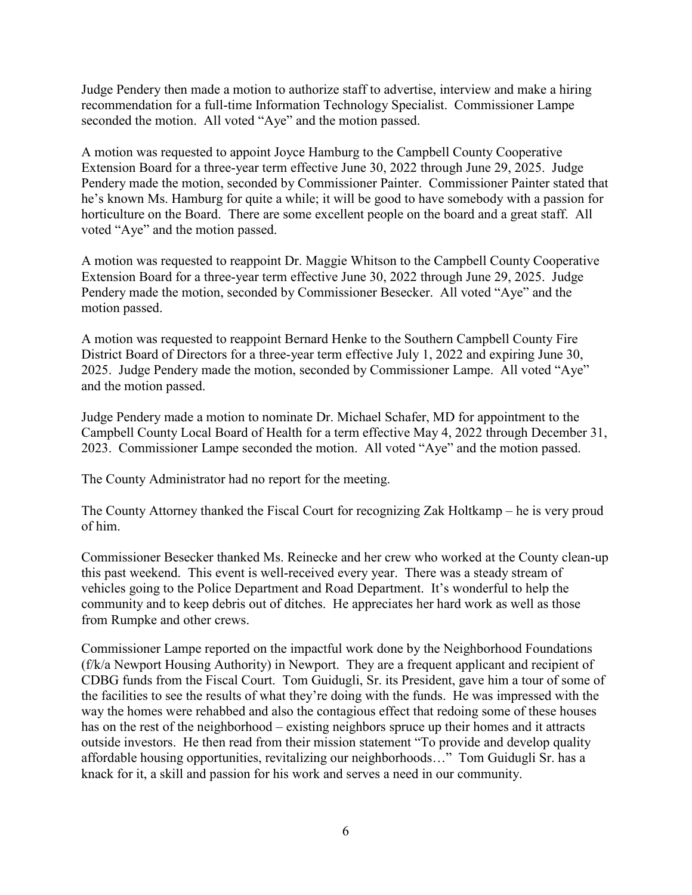Judge Pendery then made a motion to authorize staff to advertise, interview and make a hiring recommendation for a full-time Information Technology Specialist. Commissioner Lampe seconded the motion. All voted "Aye" and the motion passed.

A motion was requested to appoint Joyce Hamburg to the Campbell County Cooperative Extension Board for a three-year term effective June 30, 2022 through June 29, 2025. Judge Pendery made the motion, seconded by Commissioner Painter. Commissioner Painter stated that he's known Ms. Hamburg for quite a while; it will be good to have somebody with a passion for horticulture on the Board. There are some excellent people on the board and a great staff. All voted "Aye" and the motion passed.

A motion was requested to reappoint Dr. Maggie Whitson to the Campbell County Cooperative Extension Board for a three-year term effective June 30, 2022 through June 29, 2025. Judge Pendery made the motion, seconded by Commissioner Besecker. All voted "Aye" and the motion passed.

A motion was requested to reappoint Bernard Henke to the Southern Campbell County Fire District Board of Directors for a three-year term effective July 1, 2022 and expiring June 30, 2025. Judge Pendery made the motion, seconded by Commissioner Lampe. All voted "Aye" and the motion passed.

Judge Pendery made a motion to nominate Dr. Michael Schafer, MD for appointment to the Campbell County Local Board of Health for a term effective May 4, 2022 through December 31, 2023. Commissioner Lampe seconded the motion. All voted "Aye" and the motion passed.

The County Administrator had no report for the meeting.

The County Attorney thanked the Fiscal Court for recognizing Zak Holtkamp – he is very proud of him.

Commissioner Besecker thanked Ms. Reinecke and her crew who worked at the County clean-up this past weekend. This event is well-received every year. There was a steady stream of vehicles going to the Police Department and Road Department. It's wonderful to help the community and to keep debris out of ditches. He appreciates her hard work as well as those from Rumpke and other crews.

Commissioner Lampe reported on the impactful work done by the Neighborhood Foundations (f/k/a Newport Housing Authority) in Newport. They are a frequent applicant and recipient of CDBG funds from the Fiscal Court. Tom Guidugli, Sr. its President, gave him a tour of some of the facilities to see the results of what they're doing with the funds. He was impressed with the way the homes were rehabbed and also the contagious effect that redoing some of these houses has on the rest of the neighborhood – existing neighbors spruce up their homes and it attracts outside investors. He then read from their mission statement "To provide and develop quality affordable housing opportunities, revitalizing our neighborhoods…" Tom Guidugli Sr. has a knack for it, a skill and passion for his work and serves a need in our community.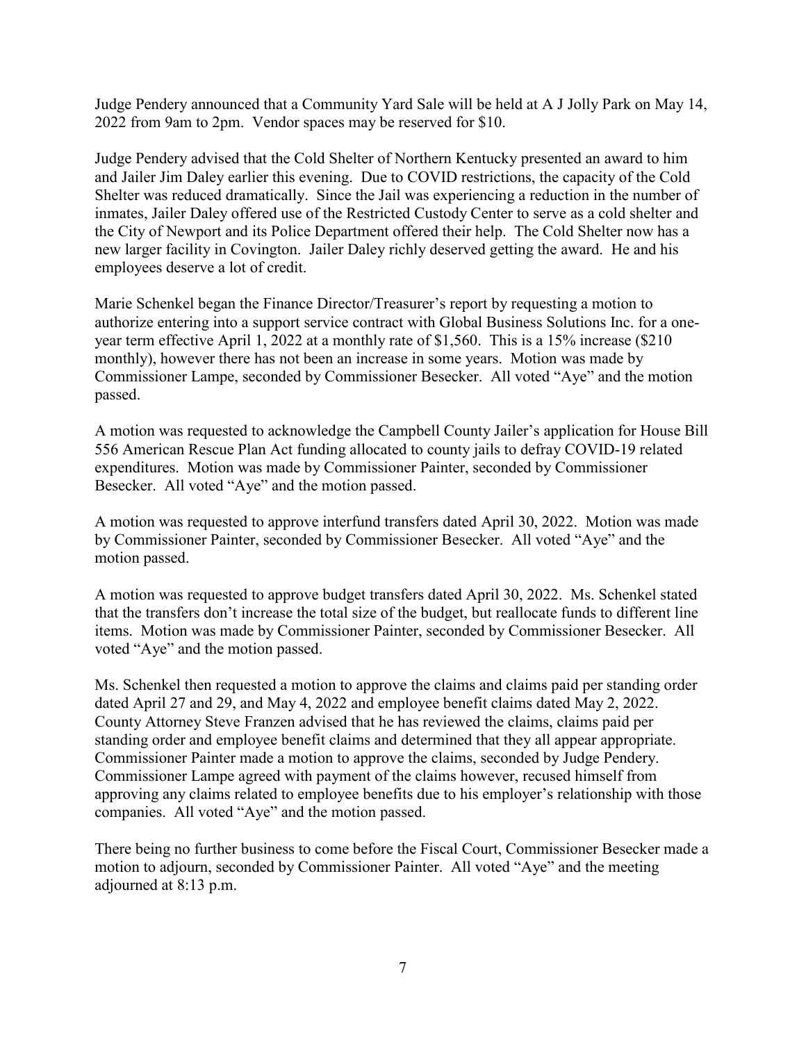Judge Pendery announced that a Community Yard Sale will be held at A J Jolly Park on May 14, 2022 from 9am to 2pm. Vendor spaces may be reserved for $10.

Judge Pendery advised that the Cold Shelter of Northern Kentucky presented an award to him and Jailer Jim Daley earlier this evening. Due to COVID restrictions, the capacity of the Cold Shelter was reduced dramatically. Since the Jail was experiencing a reduction in the number of inmates, Jailer Daley offered use of the Restricted Custody Center to serve as a cold shelter and the City of Newport and its Police Department offered their help. The Cold Shelter now has a new larger facility in Covington. Jailer Daley richly deserved getting the award. He and his employees deserve a lot of credit.

Marie Schenkel began the Finance Director/Treasurer's report by requesting a motion to authorize entering into a support service contract with Global Business Solutions Inc. for a one-year term effective April 1, 2022 at a monthly rate of $1,560. This is a 15% increase ($210 monthly), however there has not been an increase in some years. Motion was made by Commissioner Lampe, seconded by Commissioner Besecker. All voted "Aye" and the motion passed.

A motion was requested to acknowledge the Campbell County Jailer's application for House Bill 556 American Rescue Plan Act funding allocated to county jails to defray COVID-19 related expenditures. Motion was made by Commissioner Painter, seconded by Commissioner Besecker. All voted "Aye" and the motion passed.

A motion was requested to approve interfund transfers dated April 30, 2022. Motion was made by Commissioner Painter, seconded by Commissioner Besecker. All voted "Aye" and the motion passed.

A motion was requested to approve budget transfers dated April 30, 2022. Ms. Schenkel stated that the transfers don't increase the total size of the budget, but reallocate funds to different line items. Motion was made by Commissioner Painter, seconded by Commissioner Besecker. All voted "Aye" and the motion passed.

Ms. Schenkel then requested a motion to approve the claims and claims paid per standing order dated April 27 and 29, and May 4, 2022 and employee benefit claims dated May 2, 2022. County Attorney Steve Franzen advised that he has reviewed the claims, claims paid per standing order and employee benefit claims and determined that they all appear appropriate. Commissioner Painter made a motion to approve the claims, seconded by Judge Pendery. Commissioner Lampe agreed with payment of the claims however, recused himself from approving any claims related to employee benefits due to his employer's relationship with those companies. All voted "Aye" and the motion passed.

There being no further business to come before the Fiscal Court, Commissioner Besecker made a motion to adjourn, seconded by Commissioner Painter. All voted "Aye" and the meeting adjourned at 8:13 p.m.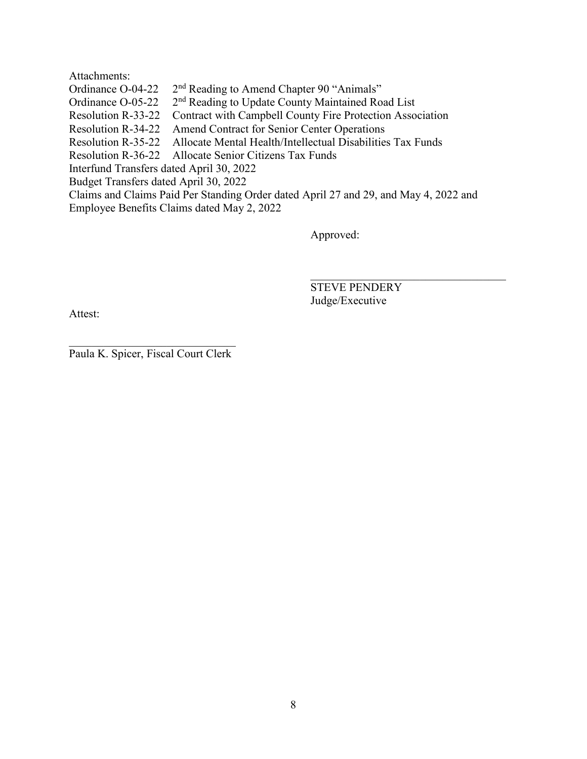Attachments:

Ordinance O-04-22 2nd Reading to Amend Chapter 90 "Animals"
Ordinance O-05-22 2nd Reading to Update County Maintained Road List
Resolution R-33-22 Contract with Campbell County Fire Protection Association
Resolution R-34-22 Amend Contract for Senior Center Operations
Resolution R-35-22 Allocate Mental Health/Intellectual Disabilities Tax Funds
Resolution R-36-22 Allocate Senior Citizens Tax Funds
Interfund Transfers dated April 30, 2022
Budget Transfers dated April 30, 2022
Claims and Claims Paid Per Standing Order dated April 27 and 29, and May 4, 2022 and Employee Benefits Claims dated May 2, 2022

Approved:

\_\_\_\_\_\_\_\_\_\_\_\_\_\_\_\_\_\_\_\_\_\_\_\_\_\_\_\_\_\_\_\_\_\_\_\_
STEVE PENDERY
Judge/Executive

Attest:

\_\_\_\_\_\_\_\_\_\_\_\_\_\_\_\_\_\_\_\_\_\_\_\_\_\_\_\_\_\_\_\_\_\_\_\_
Paula K. Spicer, Fiscal Court Clerk